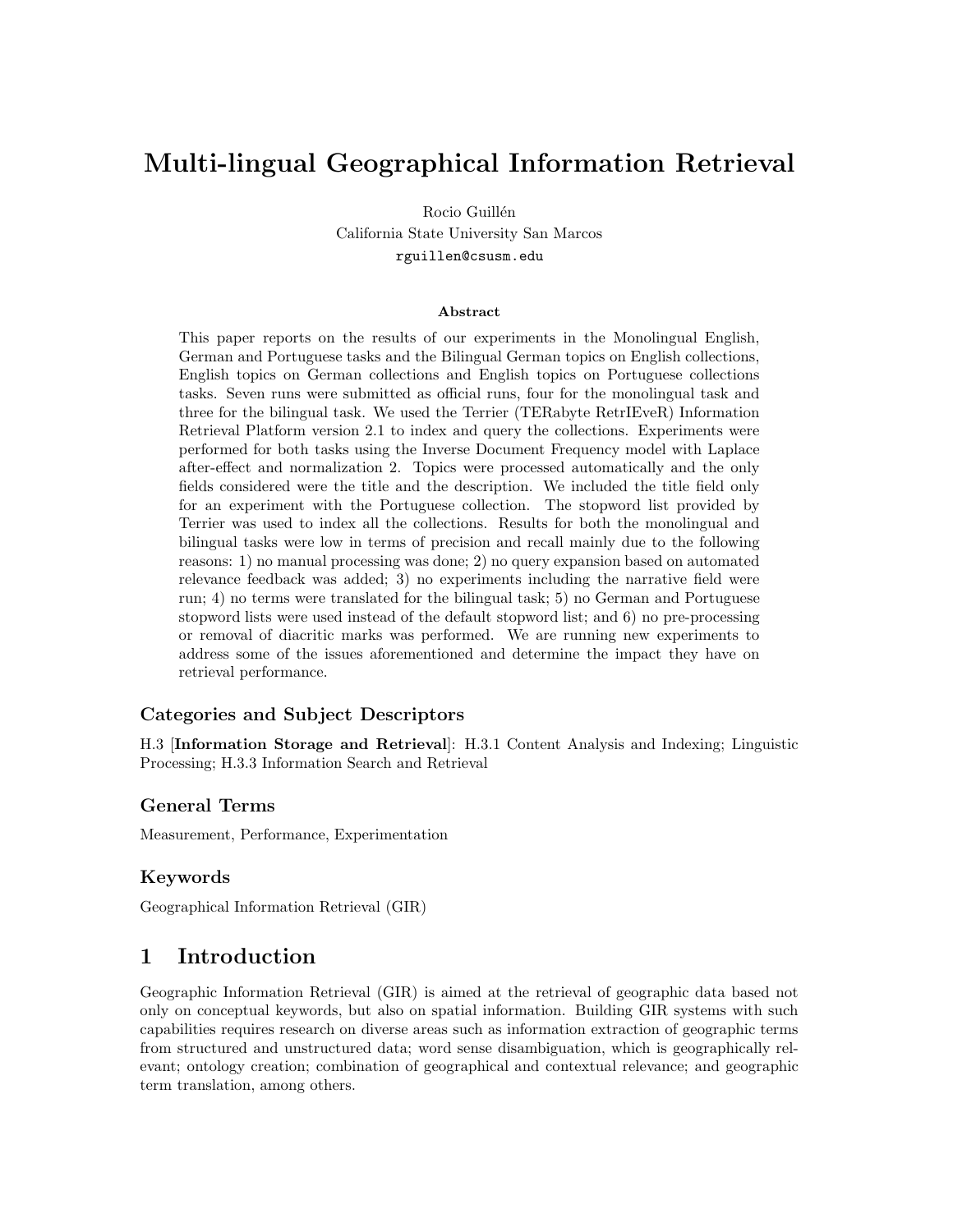# Multi-lingual Geographical Information Retrieval

Rocio Guillén
California State University San Marcos
rguillen@csusm.edu

### Abstract

This paper reports on the results of our experiments in the Monolingual English, German and Portuguese tasks and the Bilingual German topics on English collections, English topics on German collections and English topics on Portuguese collections tasks. Seven runs were submitted as official runs, four for the monolingual task and three for the bilingual task. We used the Terrier (TERabyte RetrIEveR) Information Retrieval Platform version 2.1 to index and query the collections. Experiments were performed for both tasks using the Inverse Document Frequency model with Laplace after-effect and normalization 2. Topics were processed automatically and the only fields considered were the title and the description. We included the title field only for an experiment with the Portuguese collection. The stopword list provided by Terrier was used to index all the collections. Results for both the monolingual and bilingual tasks were low in terms of precision and recall mainly due to the following reasons: 1) no manual processing was done; 2) no query expansion based on automated relevance feedback was added; 3) no experiments including the narrative field were run; 4) no terms were translated for the bilingual task; 5) no German and Portuguese stopword lists were used instead of the default stopword list; and 6) no pre-processing or removal of diacritic marks was performed. We are running new experiments to address some of the issues aforementioned and determine the impact they have on retrieval performance.

## Categories and Subject Descriptors

H.3 [**Information Storage and Retrieval**]: H.3.1 Content Analysis and Indexing; Linguistic Processing; H.3.3 Information Search and Retrieval

## General Terms

Measurement, Performance, Experimentation

## Keywords

Geographical Information Retrieval (GIR)

# 1 Introduction

Geographic Information Retrieval (GIR) is aimed at the retrieval of geographic data based not only on conceptual keywords, but also on spatial information. Building GIR systems with such capabilities requires research on diverse areas such as information extraction of geographic terms from structured and unstructured data; word sense disambiguation, which is geographically relevant; ontology creation; combination of geographical and contextual relevance; and geographic term translation, among others.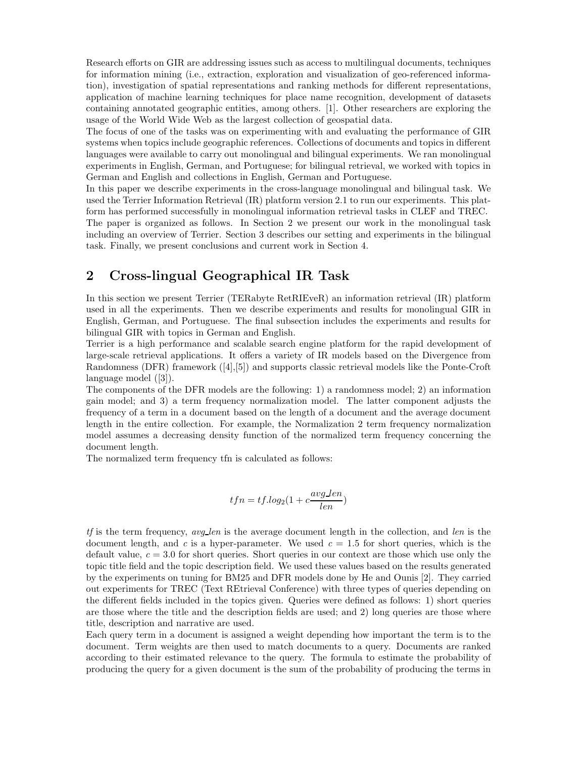Research efforts on GIR are addressing issues such as access to multilingual documents, techniques for information mining (i.e., extraction, exploration and visualization of geo-referenced information), investigation of spatial representations and ranking methods for different representations, application of machine learning techniques for place name recognition, development of datasets containing annotated geographic entities, among others. [1]. Other researchers are exploring the usage of the World Wide Web as the largest collection of geospatial data.

The focus of one of the tasks was on experimenting with and evaluating the performance of GIR systems when topics include geographic references. Collections of documents and topics in different languages were available to carry out monolingual and bilingual experiments. We ran monolingual experiments in English, German, and Portuguese; for bilingual retrieval, we worked with topics in German and English and collections in English, German and Portuguese.

In this paper we describe experiments in the cross-language monolingual and bilingual task. We used the Terrier Information Retrieval (IR) platform version 2.1 to run our experiments. This platform has performed successfully in monolingual information retrieval tasks in CLEF and TREC.

The paper is organized as follows. In Section 2 we present our work in the monolingual task including an overview of Terrier. Section 3 describes our setting and experiments in the bilingual task. Finally, we present conclusions and current work in Section 4.

## 2 Cross-lingual Geographical IR Task

In this section we present Terrier (TERabyte RetRIEveR) an information retrieval (IR) platform used in all the experiments. Then we describe experiments and results for monolingual GIR in English, German, and Portuguese. The final subsection includes the experiments and results for bilingual GIR with topics in German and English.

Terrier is a high performance and scalable search engine platform for the rapid development of large-scale retrieval applications. It offers a variety of IR models based on the Divergence from Randomness (DFR) framework ([4],[5]) and supports classic retrieval models like the Ponte-Croft language model ([3]).

The components of the DFR models are the following: 1) a randomness model; 2) an information gain model; and 3) a term frequency normalization model. The latter component adjusts the frequency of a term in a document based on the length of a document and the average document length in the entire collection. For example, the Normalization 2 term frequency normalization model assumes a decreasing density function of the normalized term frequency concerning the document length.

The normalized term frequency tfn is calculated as follows:

$$tfn = tf.log_2(1 + c\frac{avg\_len}{len})$$

*tf* is the term frequency, *avg_len* is the average document length in the collection, and *len* is the document length, and $c$ is a hyper-parameter. We used $c = 1.5$ for short queries, which is the default value, $c = 3.0$ for short queries. Short queries in our context are those which use only the topic title field and the topic description field. We used these values based on the results generated by the experiments on tuning for BM25 and DFR models done by He and Ounis [2]. They carried out experiments for TREC (Text REtrieval Conference) with three types of queries depending on the different fields included in the topics given. Queries were defined as follows: 1) short queries are those where the title and the description fields are used; and 2) long queries are those where title, description and narrative are used.

Each query term in a document is assigned a weight depending how important the term is to the document. Term weights are then used to match documents to a query. Documents are ranked according to their estimated relevance to the query. The formula to estimate the probability of producing the query for a given document is the sum of the probability of producing the terms in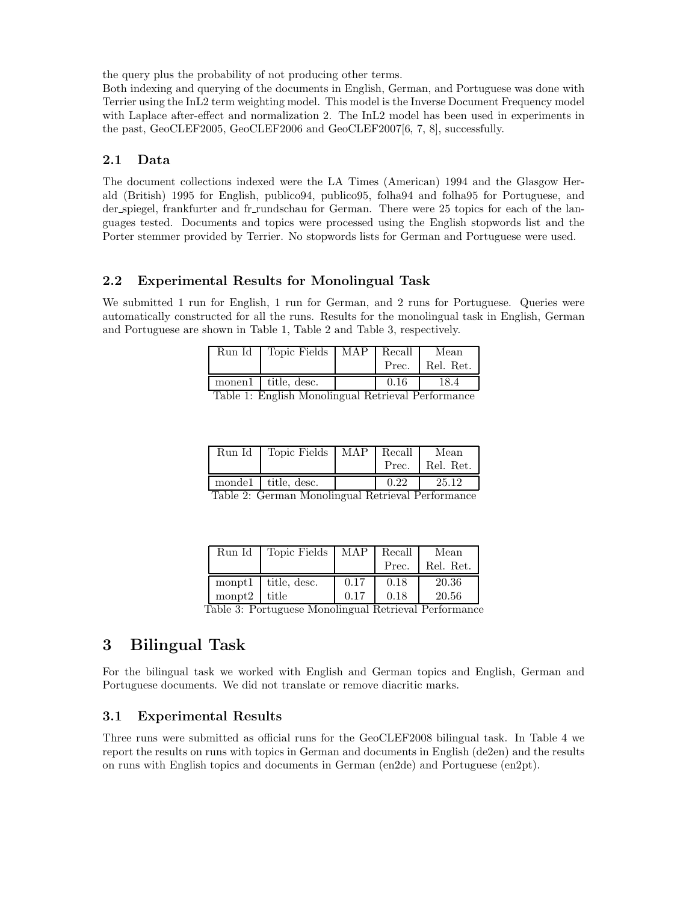the query plus the probability of not producing other terms.
Both indexing and querying of the documents in English, German, and Portuguese was done with Terrier using the InL2 term weighting model. This model is the Inverse Document Frequency model with Laplace after-effect and normalization 2. The InL2 model has been used in experiments in the past, GeoCLEF2005, GeoCLEF2006 and GeoCLEF2007[6, 7, 8], successfully.

### 2.1 Data

The document collections indexed were the LA Times (American) 1994 and the Glasgow Herald (British) 1995 for English, publico94, publico95, folha94 and folha95 for Portuguese, and der_spiegel, frankfurter and fr_rundschau for German. There were 25 topics for each of the languages tested. Documents and topics were processed using the English stopwords list and the Porter stemmer provided by Terrier. No stopwords lists for German and Portuguese were used.

### 2.2 Experimental Results for Monolingual Task

We submitted 1 run for English, 1 run for German, and 2 runs for Portuguese. Queries were automatically constructed for all the runs. Results for the monolingual task in English, German and Portuguese are shown in Table 1, Table 2 and Table 3, respectively.

| Run Id | Topic Fields | MAP | Recall Prec. | Mean Rel. Ret. |
|---|---|---|---|---|
| monen1 | title, desc. | | 0.16 | 18.4 |

Table 1: English Monolingual Retrieval Performance

| Run Id | Topic Fields | MAP | Recall Prec. | Mean Rel. Ret. |
|---|---|---|---|---|
| monde1 | title, desc. | | 0.22 | 25.12 |

Table 2: German Monolingual Retrieval Performance

| Run Id | Topic Fields | MAP | Recall Prec. | Mean Rel. Ret. |
|---|---|---|---|---|
| monpt1 | title, desc. | 0.17 | 0.18 | 20.36 |
| monpt2 | title | 0.17 | 0.18 | 20.56 |

Table 3: Portuguese Monolingual Retrieval Performance

## 3 Bilingual Task

For the bilingual task we worked with English and German topics and English, German and Portuguese documents. We did not translate or remove diacritic marks.

### 3.1 Experimental Results

Three runs were submitted as official runs for the GeoCLEF2008 bilingual task. In Table 4 we report the results on runs with topics in German and documents in English (de2en) and the results on runs with English topics and documents in German (en2de) and Portuguese (en2pt).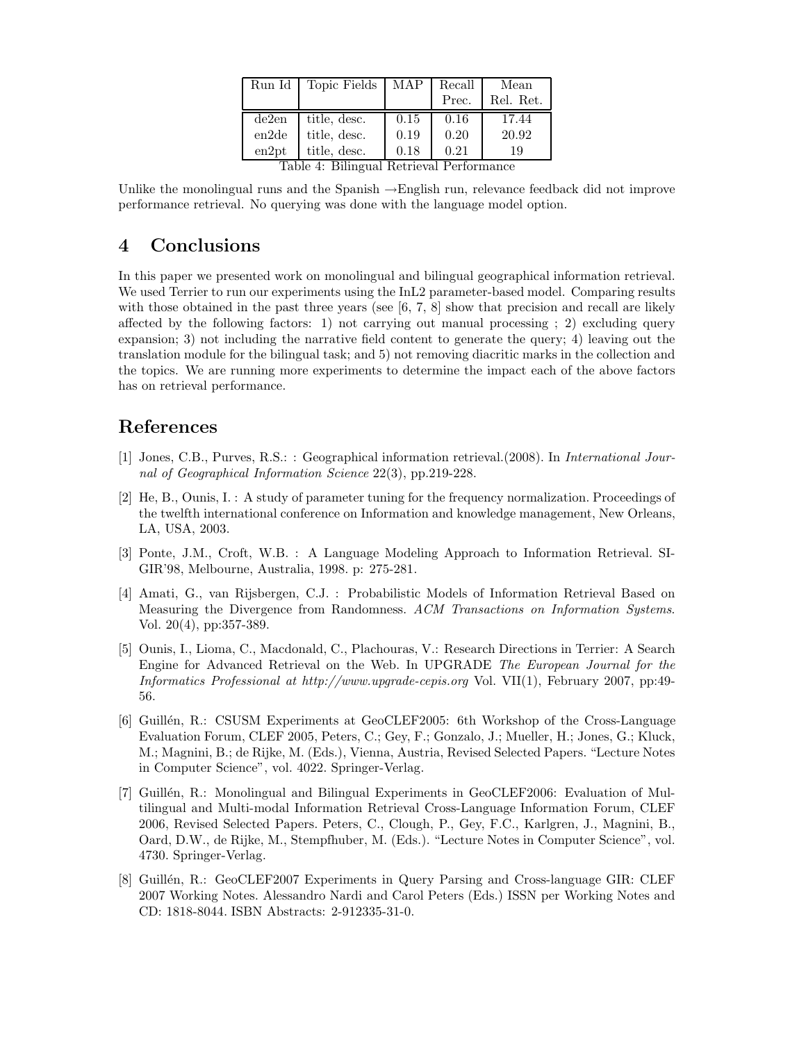| Run Id | Topic Fields | MAP | Recall Prec. | Mean Rel. Ret. |
|---|---|---|---|---|
| de2en | title, desc. | 0.15 | 0.16 | 17.44 |
| en2de | title, desc. | 0.19 | 0.20 | 20.92 |
| en2pt | title, desc. | 0.18 | 0.21 | 19 |

Table 4: Bilingual Retrieval Performance

Unlike the monolingual runs and the Spanish →English run, relevance feedback did not improve performance retrieval. No querying was done with the language model option.

## 4 Conclusions

In this paper we presented work on monolingual and bilingual geographical information retrieval. We used Terrier to run our experiments using the InL2 parameter-based model. Comparing results with those obtained in the past three years (see [6, 7, 8] show that precision and recall are likely affected by the following factors: 1) not carrying out manual processing ; 2) excluding query expansion; 3) not including the narrative field content to generate the query; 4) leaving out the translation module for the bilingual task; and 5) not removing diacritic marks in the collection and the topics. We are running more experiments to determine the impact each of the above factors has on retrieval performance.

## References

[1] Jones, C.B., Purves, R.S.: : Geographical information retrieval.(2008). In *International Journal of Geographical Information Science* 22(3), pp.219-228.

[2] He, B., Ounis, I. : A study of parameter tuning for the frequency normalization. Proceedings of the twelfth international conference on Information and knowledge management, New Orleans, LA, USA, 2003.

[3] Ponte, J.M., Croft, W.B. : A Language Modeling Approach to Information Retrieval. SIGIR'98, Melbourne, Australia, 1998. p: 275-281.

[4] Amati, G., van Rijsbergen, C.J. : Probabilistic Models of Information Retrieval Based on Measuring the Divergence from Randomness. *ACM Transactions on Information Systems*. Vol. 20(4), pp:357-389.

[5] Ounis, I., Lioma, C., Macdonald, C., Plachouras, V.: Research Directions in Terrier: A Search Engine for Advanced Retrieval on the Web. In UPGRADE *The European Journal for the Informatics Professional at http://www.upgrade-cepis.org* Vol. VII(1), February 2007, pp:49-56.

[6] Guillén, R.: CSUSM Experiments at GeoCLEF2005: 6th Workshop of the Cross-Language Evaluation Forum, CLEF 2005, Peters, C.; Gey, F.; Gonzalo, J.; Mueller, H.; Jones, G.; Kluck, M.; Magnini, B.; de Rijke, M. (Eds.), Vienna, Austria, Revised Selected Papers. "Lecture Notes in Computer Science", vol. 4022. Springer-Verlag.

[7] Guillén, R.: Monolingual and Bilingual Experiments in GeoCLEF2006: Evaluation of Multilingual and Multi-modal Information Retrieval Cross-Language Information Forum, CLEF 2006, Revised Selected Papers. Peters, C., Clough, P., Gey, F.C., Karlgren, J., Magnini, B., Oard, D.W., de Rijke, M., Stempfhuber, M. (Eds.). "Lecture Notes in Computer Science", vol. 4730. Springer-Verlag.

[8] Guillén, R.: GeoCLEF2007 Experiments in Query Parsing and Cross-language GIR: CLEF 2007 Working Notes. Alessandro Nardi and Carol Peters (Eds.) ISSN per Working Notes and CD: 1818-8044. ISBN Abstracts: 2-912335-31-0.